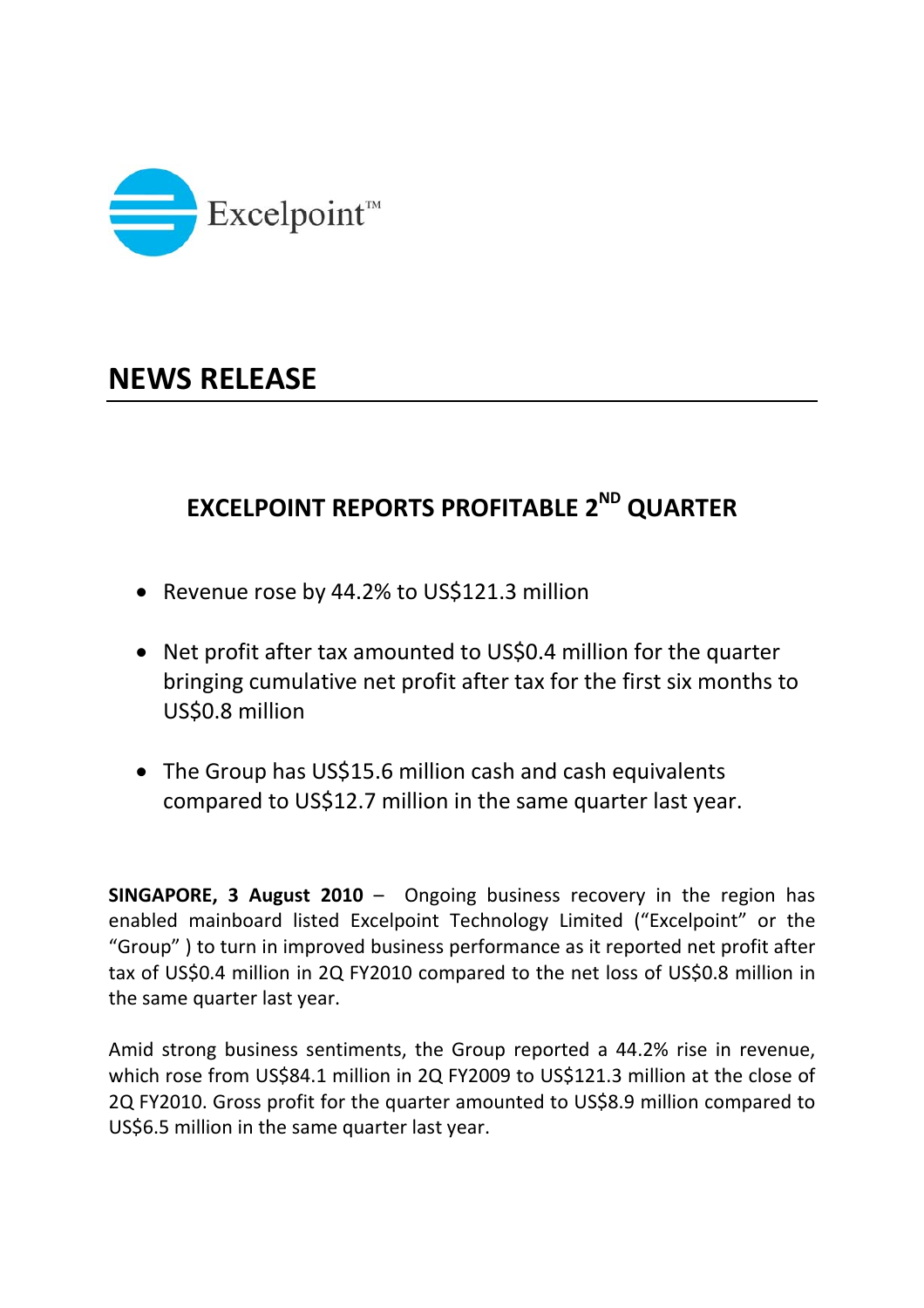Excelpoint™

# NEWS RELEASE

## EXCELPOINT REPORTS PROFITABLE 2ND QUARTER

- Revenue rose by 44.2% to US$121.3 million
- Net profit after tax amounted to US$0.4 million for the quarter bringing cumulative net profit after tax for the first six months to US$0.8 million
- The Group has US$15.6 million cash and cash equivalents compared to US$12.7 million in the same quarter last year.

**SINGAPORE, 3 August 2010** – Ongoing business recovery in the region has enabled mainboard listed Excelpoint Technology Limited ("Excelpoint" or the "Group" ) to turn in improved business performance as it reported net profit after tax of US$0.4 million in 2Q FY2010 compared to the net loss of US$0.8 million in the same quarter last year.

Amid strong business sentiments, the Group reported a 44.2% rise in revenue, which rose from US$84.1 million in 2Q FY2009 to US$121.3 million at the close of 2Q FY2010. Gross profit for the quarter amounted to US$8.9 million compared to US$6.5 million in the same quarter last year.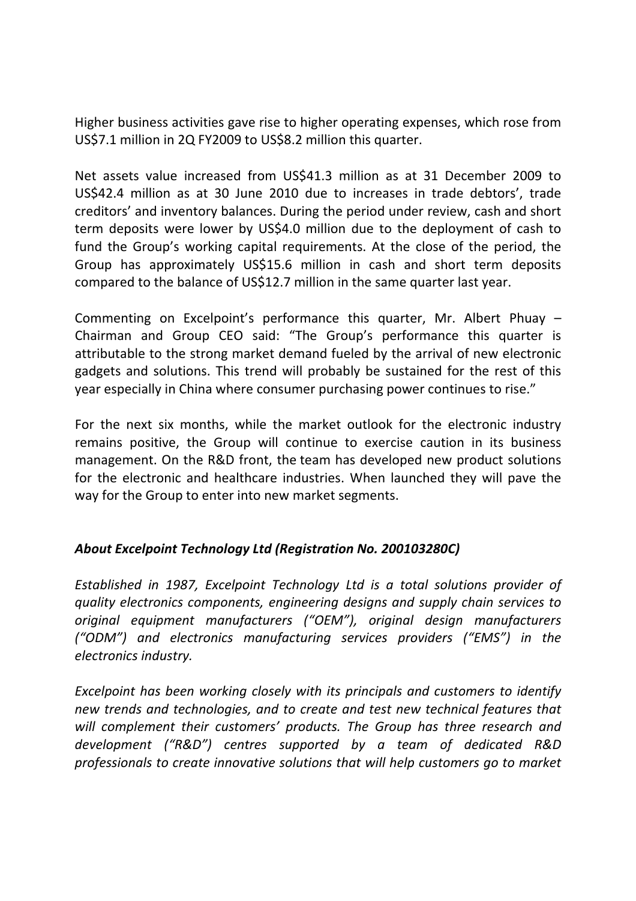Higher business activities gave rise to higher operating expenses, which rose from US$7.1 million in 2Q FY2009 to US$8.2 million this quarter.

Net assets value increased from US$41.3 million as at 31 December 2009 to US$42.4 million as at 30 June 2010 due to increases in trade debtors', trade creditors' and inventory balances. During the period under review, cash and short term deposits were lower by US$4.0 million due to the deployment of cash to fund the Group's working capital requirements. At the close of the period, the Group has approximately US$15.6 million in cash and short term deposits compared to the balance of US$12.7 million in the same quarter last year.

Commenting on Excelpoint's performance this quarter, Mr. Albert Phuay – Chairman and Group CEO said: "The Group's performance this quarter is attributable to the strong market demand fueled by the arrival of new electronic gadgets and solutions. This trend will probably be sustained for the rest of this year especially in China where consumer purchasing power continues to rise."

For the next six months, while the market outlook for the electronic industry remains positive, the Group will continue to exercise caution in its business management. On the R&D front, the team has developed new product solutions for the electronic and healthcare industries. When launched they will pave the way for the Group to enter into new market segments.

### *About Excelpoint Technology Ltd (Registration No. 200103280C)*

*Established in 1987, Excelpoint Technology Ltd is a total solutions provider of quality electronics components, engineering designs and supply chain services to original equipment manufacturers ("OEM"), original design manufacturers ("ODM") and electronics manufacturing services providers ("EMS") in the electronics industry.*

*Excelpoint has been working closely with its principals and customers to identify new trends and technologies, and to create and test new technical features that will complement their customers' products. The Group has three research and development ("R&D") centres supported by a team of dedicated R&D professionals to create innovative solutions that will help customers go to market*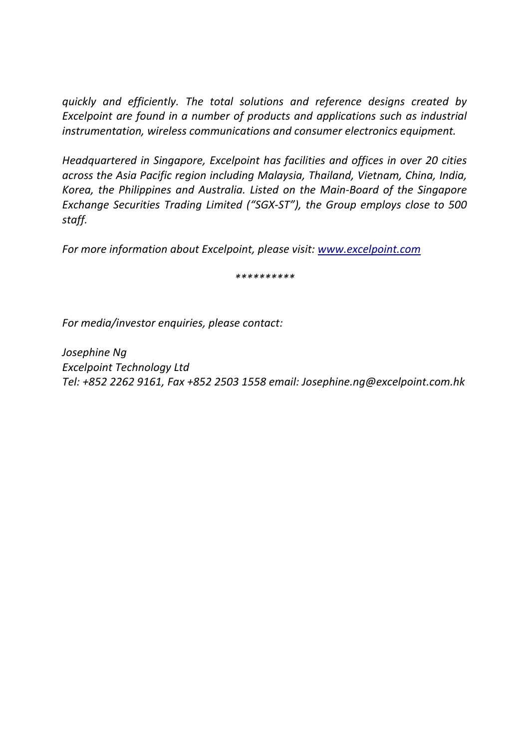*quickly and efficiently. The total solutions and reference designs created by Excelpoint are found in a number of products and applications such as industrial instrumentation, wireless communications and consumer electronics equipment.*

*Headquartered in Singapore, Excelpoint has facilities and offices in over 20 cities across the Asia Pacific region including Malaysia, Thailand, Vietnam, China, India, Korea, the Philippines and Australia. Listed on the Main-Board of the Singapore Exchange Securities Trading Limited ("SGX-ST"), the Group employs close to 500 staff.*

*For more information about Excelpoint, please visit: [www.excelpoint.com](http://www.excelpoint.com)*

*\*\*\*\*\*\*\*\*\*\**

*For media/investor enquiries, please contact:*

*Josephine Ng*
*Excelpoint Technology Ltd*
*Tel: +852 2262 9161, Fax +852 2503 1558 email: Josephine.ng@excelpoint.com.hk*